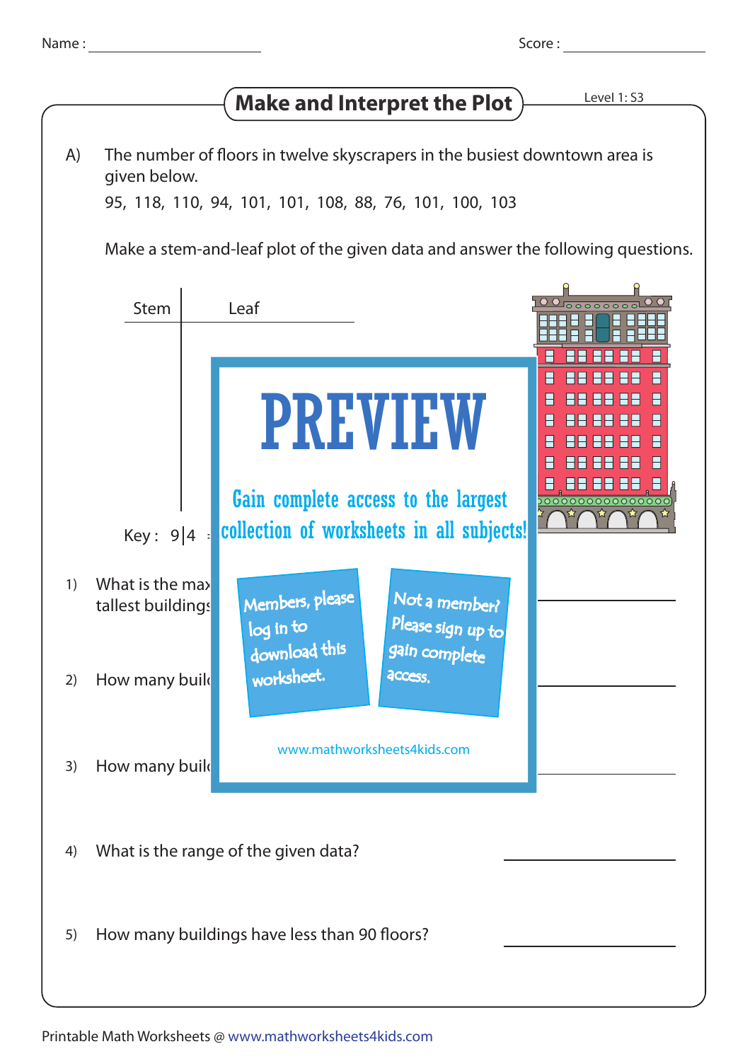Name : Score :

# Make and Interpret the Plot

Level 1: S3

A) The number of floors in twelve skyscrapers in the busiest downtown area is given below.

95, 118, 110, 94, 101, 101, 108, 88, 76, 101, 100, 103

Make a stem-and-leaf plot of the given data and answer the following questions.

| Stem | Leaf |
|---|---|
| | |

Key : 9|4 =

PREVIEW

Gain complete access to the largest collection of worksheets in all subjects!

Members, please log in to download this worksheet.

Not a member? Please sign up to gain complete access.

www.mathworksheets4kids.com

1) What is the ma... tallest buildings

2) How many buil...

3) How many buil...

4) What is the range of the given data?

5) How many buildings have less than 90 floors?

Printable Math Worksheets @ www.mathworksheets4kids.com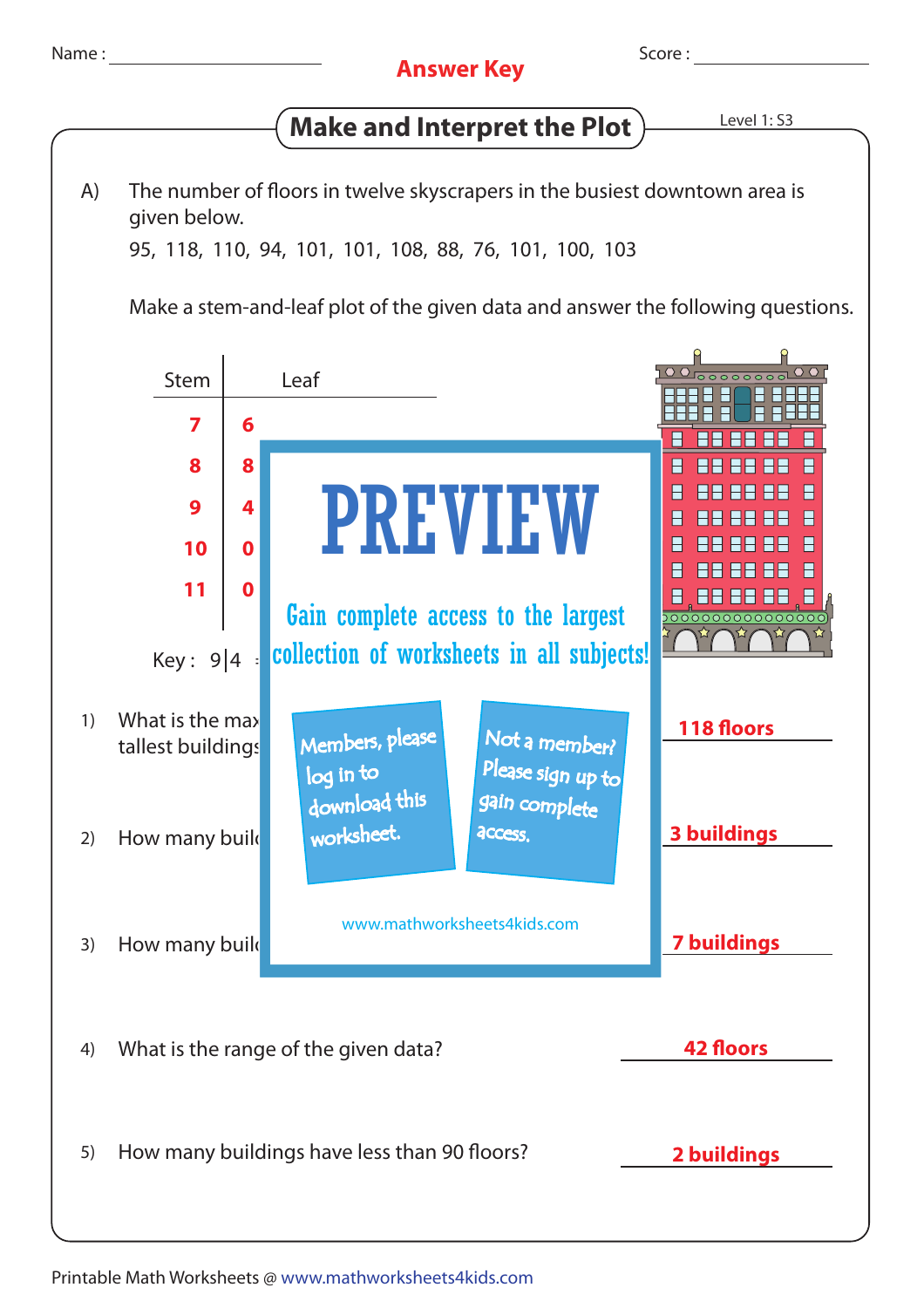Name : ____________________ **Answer Key** Score : ____________________

## Make and Interpret the Plot

Level 1: S3

A) The number of floors in twelve skyscrapers in the busiest downtown area is given below.

95, 118, 110, 94, 101, 101, 108, 88, 76, 101, 100, 103

Make a stem-and-leaf plot of the given data and answer the following questions.

| Stem | Leaf |
|---|---|
| 7 | 6 |
| 8 | 8 |
| 9 | 4 |
| 10 | 0 |
| 11 | 0 |

Key : 9|4

PREVIEW

Gain complete access to the largest collection of worksheets in all subjects!

Members, please log in to download this worksheet.

Not a member? Please sign up to gain complete access.

www.mathworksheets4kids.com

1) What is the max tallest buildings **118 floors**

2) How many buil **3 buildings**

3) How many buil **7 buildings**

4) What is the range of the given data? **42 floors**

5) How many buildings have less than 90 floors? **2 buildings**

Printable Math Worksheets @ www.mathworksheets4kids.com